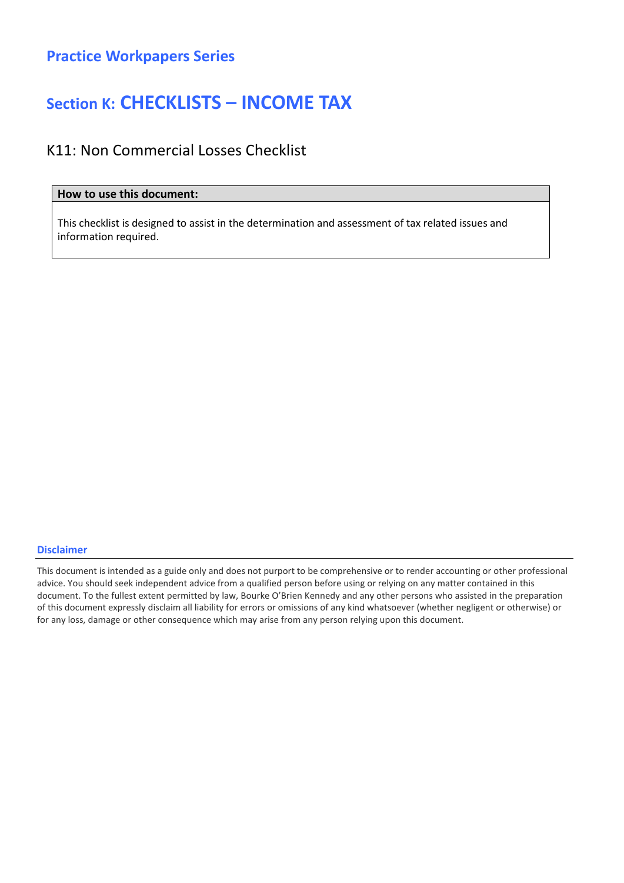## Practice Workpapers Series

# Section K: CHECKLISTS – INCOME TAX

### K11: Non Commercial Losses Checklist

| How to use this document: |
| --- |
| This checklist is designed to assist in the determination and assessment of tax related issues and information required. |

**Disclaimer**

This document is intended as a guide only and does not purport to be comprehensive or to render accounting or other professional advice. You should seek independent advice from a qualified person before using or relying on any matter contained in this document. To the fullest extent permitted by law, Bourke O'Brien Kennedy and any other persons who assisted in the preparation of this document expressly disclaim all liability for errors or omissions of any kind whatsoever (whether negligent or otherwise) or for any loss, damage or other consequence which may arise from any person relying upon this document.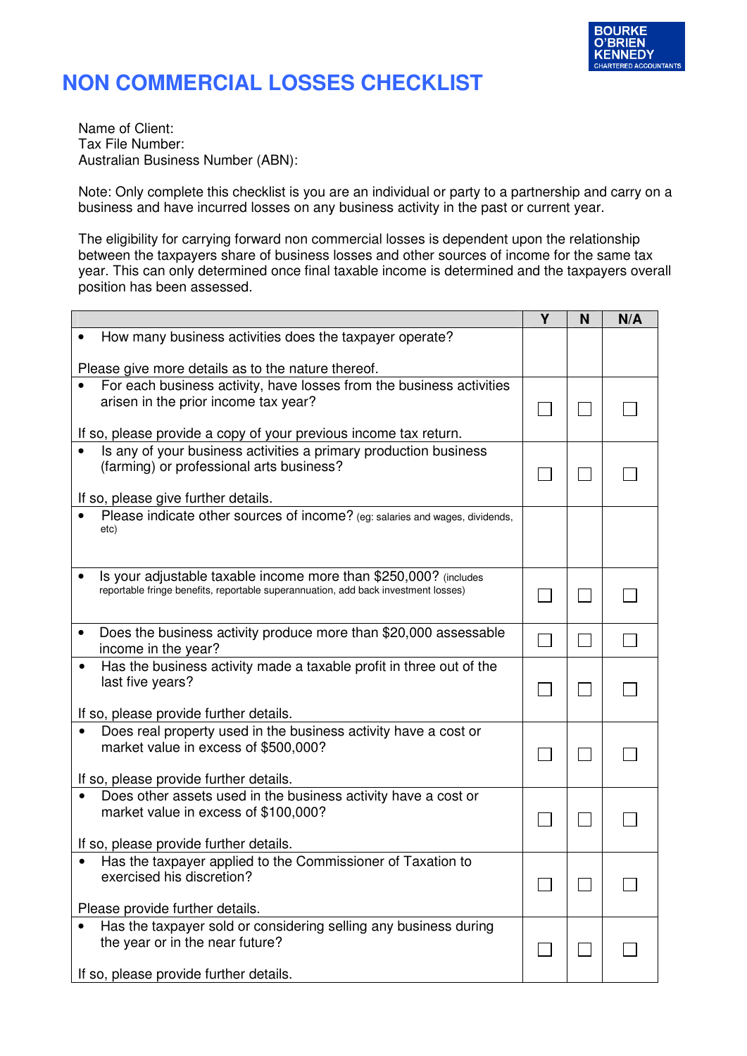BOURKE O'BRIEN KENNEDY
CHARTERED ACCOUNTANTS

# NON COMMERCIAL LOSSES CHECKLIST

Name of Client:
Tax File Number:
Australian Business Number (ABN):

Note: Only complete this checklist is you are an individual or party to a partnership and carry on a business and have incurred losses on any business activity in the past or current year.

The eligibility for carrying forward non commercial losses is dependent upon the relationship between the taxpayers share of business losses and other sources of income for the same tax year. This can only determined once final taxable income is determined and the taxpayers overall position has been assessed.

| | Y | N | N/A |
|---|---|---|---|
| • How many business activities does the taxpayer operate?<br><br>Please give more details as to the nature thereof. | | | |
| • For each business activity, have losses from the business activities arisen in the prior income tax year?<br><br>If so, please provide a copy of your previous income tax return. | ☐ | ☐ | ☐ |
| • Is any of your business activities a primary production business (farming) or professional arts business?<br><br>If so, please give further details. | ☐ | ☐ | ☐ |
| • Please indicate other sources of income? (eg: salaries and wages, dividends, etc) | | | |
| • Is your adjustable taxable income more than $250,000? (includes reportable fringe benefits, reportable superannuation, add back investment losses) | ☐ | ☐ | ☐ |
| • Does the business activity produce more than $20,000 assessable income in the year? | ☐ | ☐ | ☐ |
| • Has the business activity made a taxable profit in three out of the last five years?<br><br>If so, please provide further details. | ☐ | ☐ | ☐ |
| • Does real property used in the business activity have a cost or market value in excess of $500,000?<br><br>If so, please provide further details. | ☐ | ☐ | ☐ |
| • Does other assets used in the business activity have a cost or market value in excess of $100,000?<br><br>If so, please provide further details. | ☐ | ☐ | ☐ |
| • Has the taxpayer applied to the Commissioner of Taxation to exercised his discretion?<br><br>Please provide further details. | ☐ | ☐ | ☐ |
| • Has the taxpayer sold or considering selling any business during the year or in the near future?<br><br>If so, please provide further details. | ☐ | ☐ | ☐ |